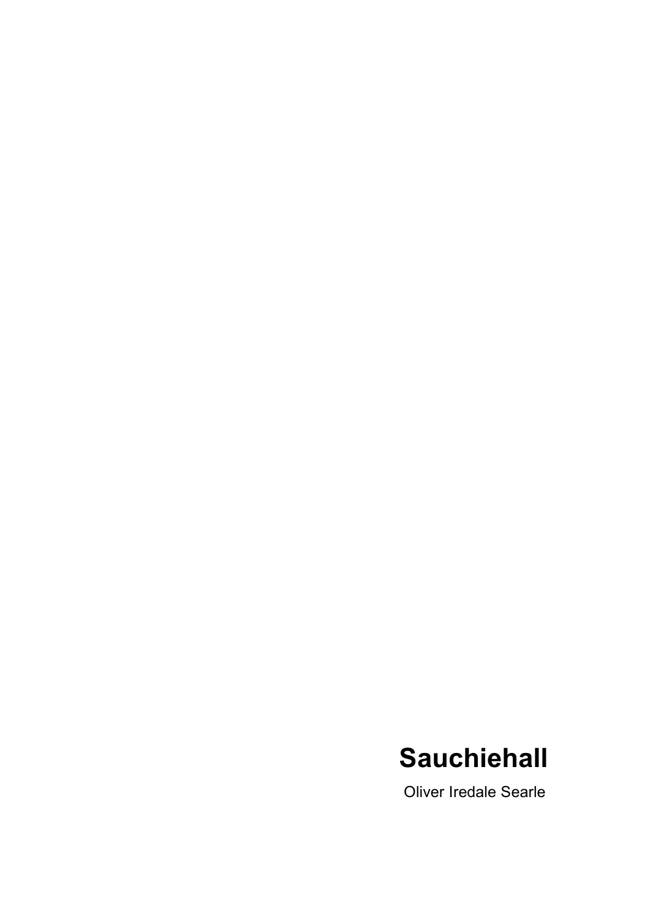# Sauchiehall

Oliver Iredale Searle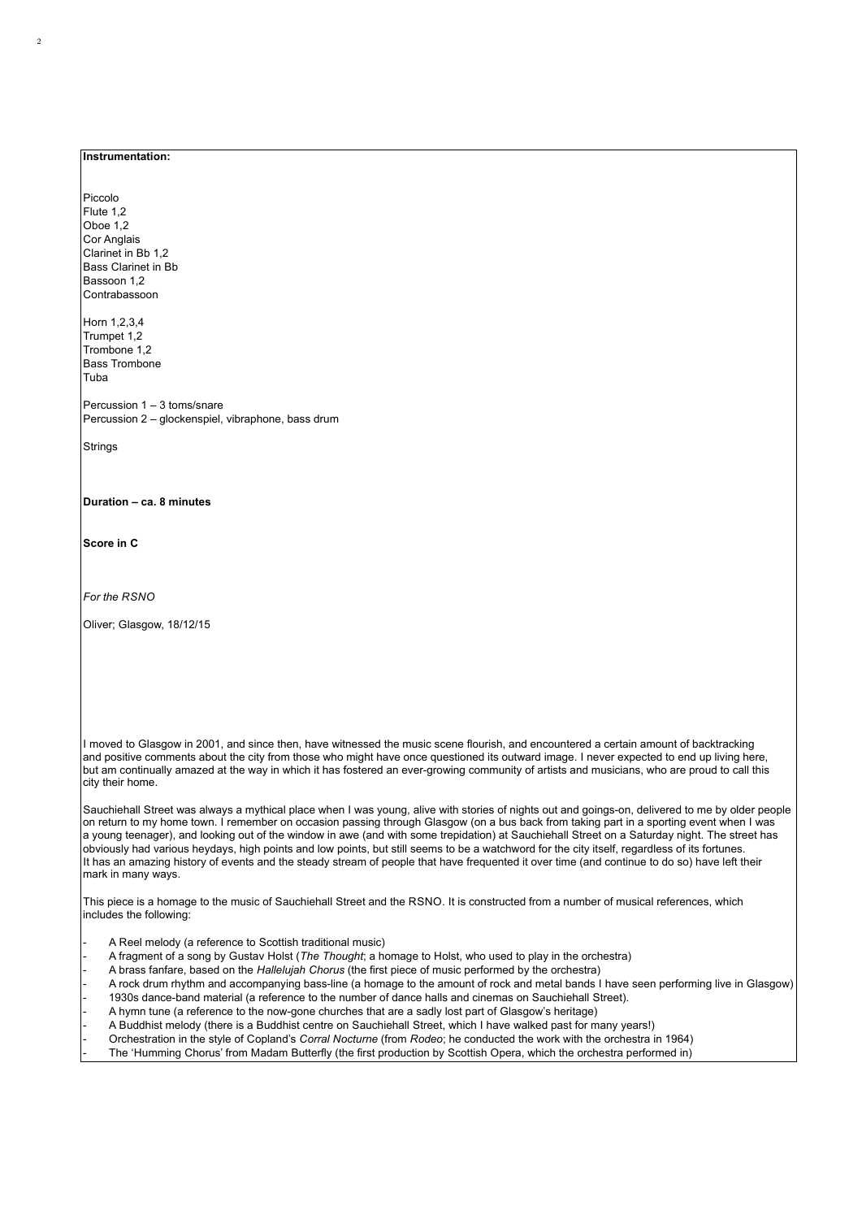**Instrumentation:**

Piccolo
Flute 1,2
Oboe 1,2
Cor Anglais
Clarinet in Bb 1,2
Bass Clarinet in Bb
Bassoon 1,2
Contrabassoon

Horn 1,2,3,4
Trumpet 1,2
Trombone 1,2
Bass Trombone
Tuba

Percussion 1 – 3 toms/snare
Percussion 2 – glockenspiel, vibraphone, bass drum

Strings

**Duration – ca. 8 minutes**

**Score in C**

*For the RSNO*

Oliver; Glasgow, 18/12/15

I moved to Glasgow in 2001, and since then, have witnessed the music scene flourish, and encountered a certain amount of backtracking and positive comments about the city from those who might have once questioned its outward image. I never expected to end up living here, but am continually amazed at the way in which it has fostered an ever-growing community of artists and musicians, who are proud to call this city their home.

Sauchiehall Street was always a mythical place when I was young, alive with stories of nights out and goings-on, delivered to me by older people on return to my home town. I remember on occasion passing through Glasgow (on a bus back from taking part in a sporting event when I was a young teenager), and looking out of the window in awe (and with some trepidation) at Sauchiehall Street on a Saturday night. The street has obviously had various heydays, high points and low points, but still seems to be a watchword for the city itself, regardless of its fortunes. It has an amazing history of events and the steady stream of people that have frequented it over time (and continue to do so) have left their mark in many ways.

This piece is a homage to the music of Sauchiehall Street and the RSNO. It is constructed from a number of musical references, which includes the following:

- A Reel melody (a reference to Scottish traditional music)
- A fragment of a song by Gustav Holst (*The Thought*; a homage to Holst, who used to play in the orchestra)
- A brass fanfare, based on the *Hallelujah Chorus* (the first piece of music performed by the orchestra)
- A rock drum rhythm and accompanying bass-line (a homage to the amount of rock and metal bands I have seen performing live in Glasgow)
- 1930s dance-band material (a reference to the number of dance halls and cinemas on Sauchiehall Street).
- A hymn tune (a reference to the now-gone churches that are a sadly lost part of Glasgow's heritage)
- A Buddhist melody (there is a Buddhist centre on Sauchiehall Street, which I have walked past for many years!)
- Orchestration in the style of Copland's *Corral Nocturne* (from *Rodeo*; he conducted the work with the orchestra in 1964)
- The 'Humming Chorus' from Madam Butterfly (the first production by Scottish Opera, which the orchestra performed in)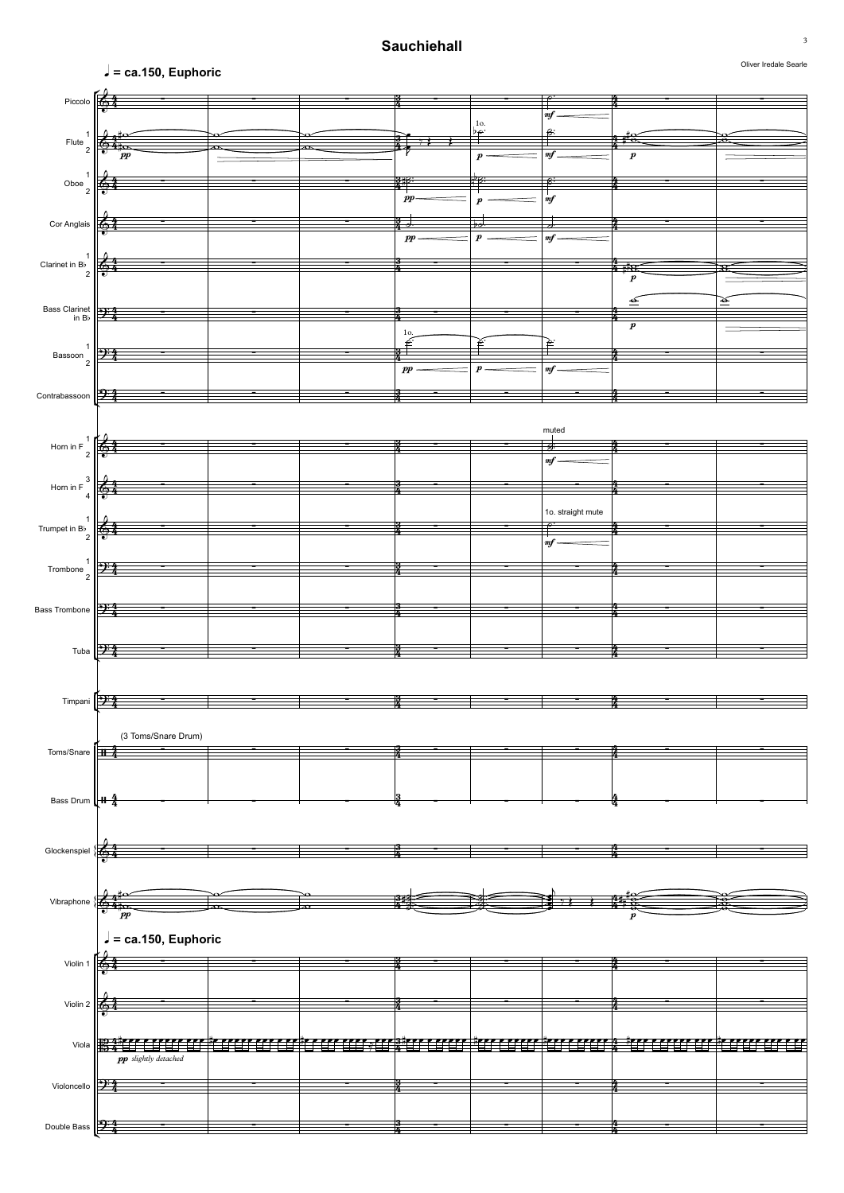# Sauchiehall

Oliver Iredale Searle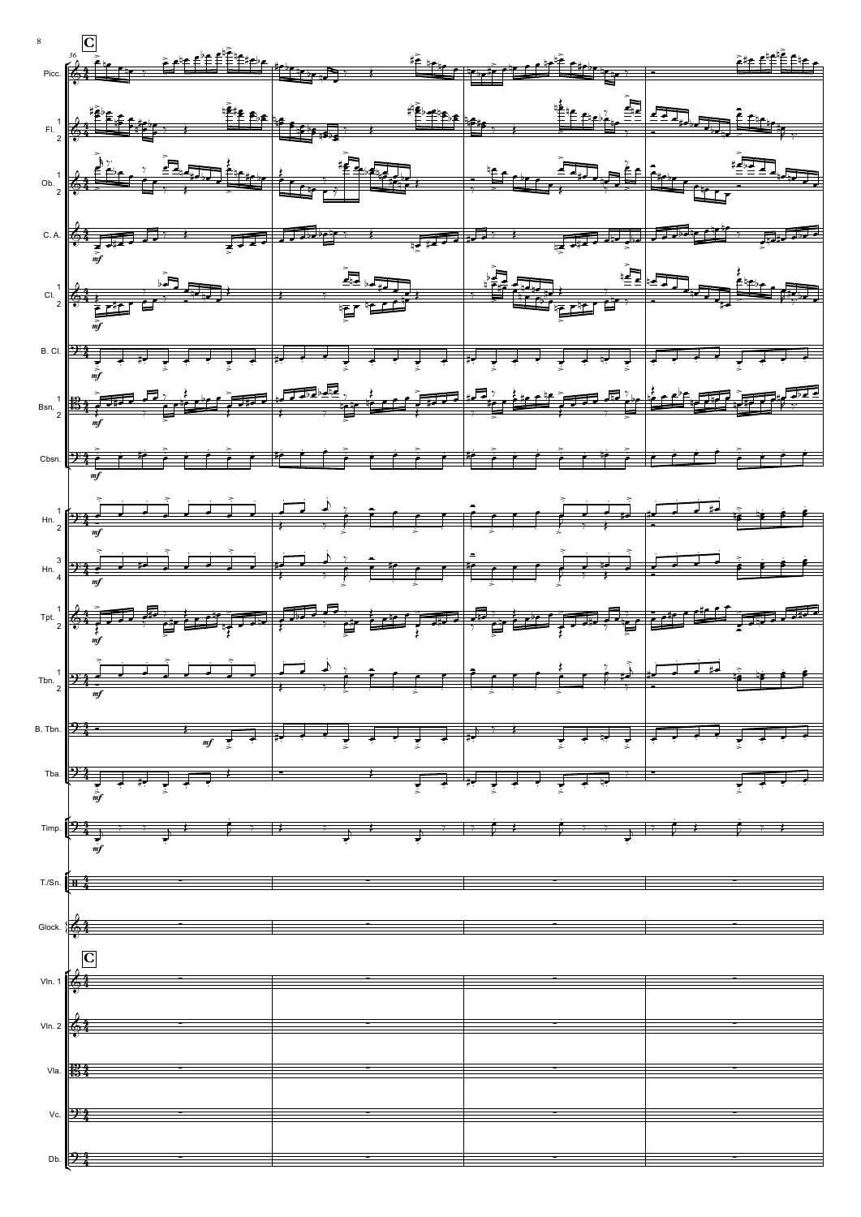**C**

36

Picc.

Fl. 1 2

Ob. 1 2

C. A.

Cl. 1 2

B. Cl.

Bsn. 1 2

Cbsn.

Hn. 1 2

Hn. 3 4

Tpt. 1 2

Tbn. 1 2

B. Tbn.

Tba.

Timp.

T./Sn.

Glock.

**C**

Vln. 1

Vln. 2

Vla.

Vc.

Db.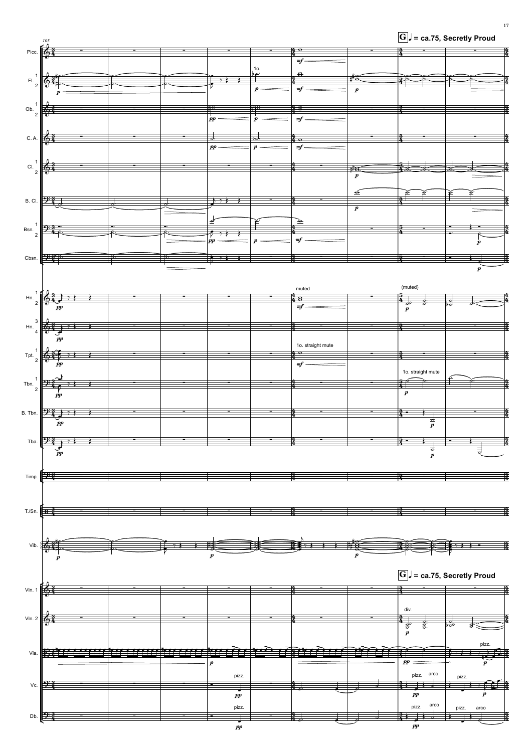**G** ♩ = ca.75, Secretly Proud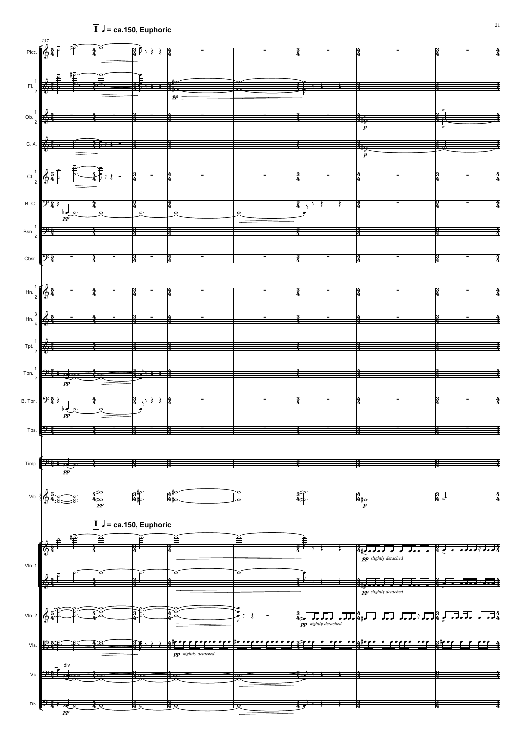**I** ♩ = ca.150, Euphoric

137

Picc.

Fl. 1 2

Ob. 1 2

C. A.

Cl. 1 2

B. Cl.

Bsn. 1 2

Cbsn.

Hn. 1 2

Hn. 3 4

Tpt. 1 2

Tbn. 1 2

B. Tbn.

Tba.

Timp.

Vib.

**I** ♩ = ca.150, Euphoric

Vln. 1

Vln. 2

Vla.

Vc.

Db.

*pp* *slightly detached*

div.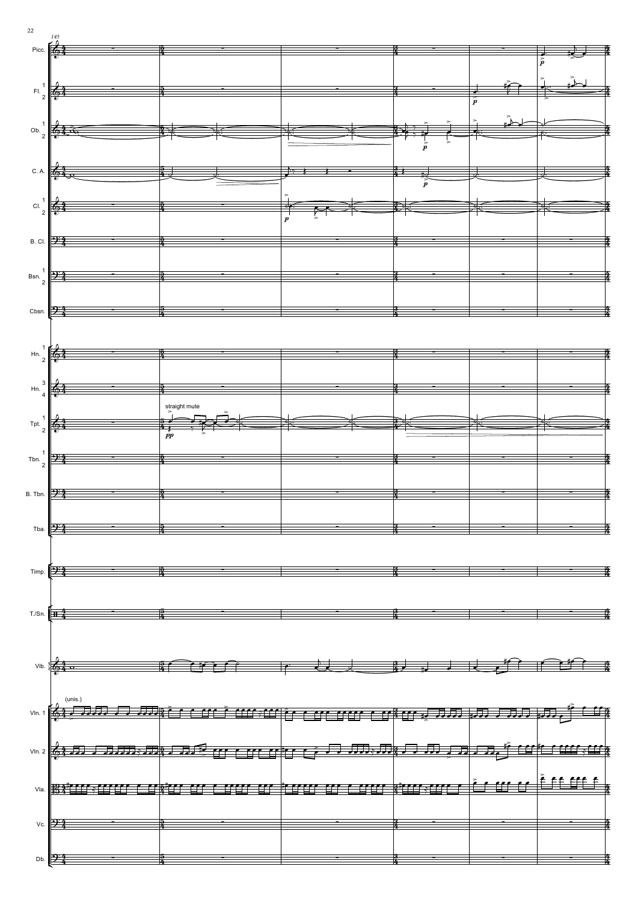145

Picc.

Fl. 1 2

Ob. 1 2

C. A.

Cl. 1 2

B. Cl.

Bsn. 1 2

Cbsn.

Hn. 1 2

Hn. 3 4

Tpt. 1 2

straight mute

Tbn. 1 2

B. Tbn.

Tba.

Timp.

T./Sn.

Vib.

Vln. 1

(unis.)

Vln. 2

Vla.

Vc.

Db.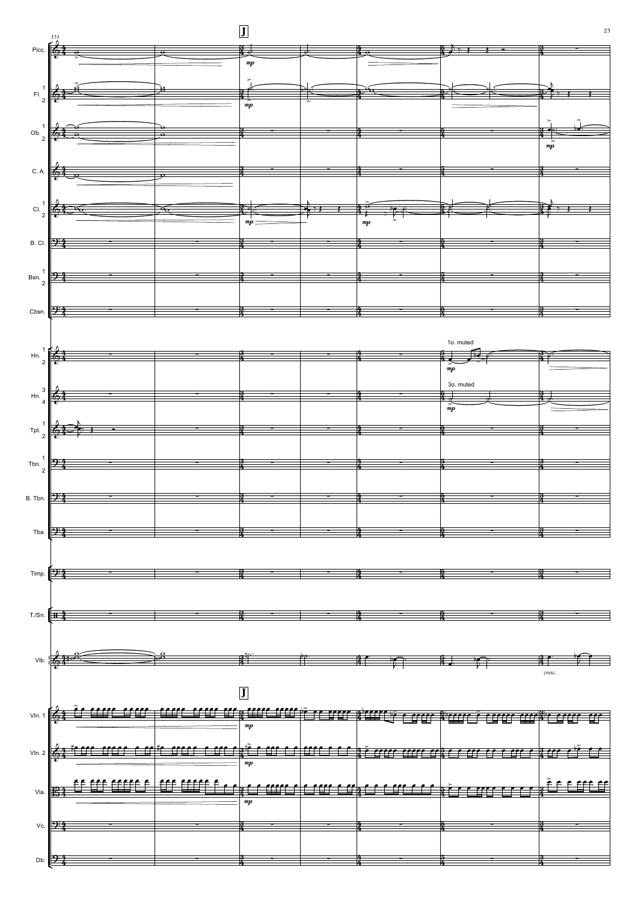151

J

Picc.

Fl. 1 2

Ob. 1 2

C. A.

Cl. 1 2

B. Cl.

Bsn. 1 2

Cbsn.

Hn. 1 2

1o. muted

Hn. 3 4

3o. muted

Tpt. 1 2

Tbn. 1 2

B. Tbn.

Tba.

Timp.

T./Sn.

Vib.

*cresc.*

J

Vln. 1

Vln. 2

Vla.

Vc.

Db.

*mp*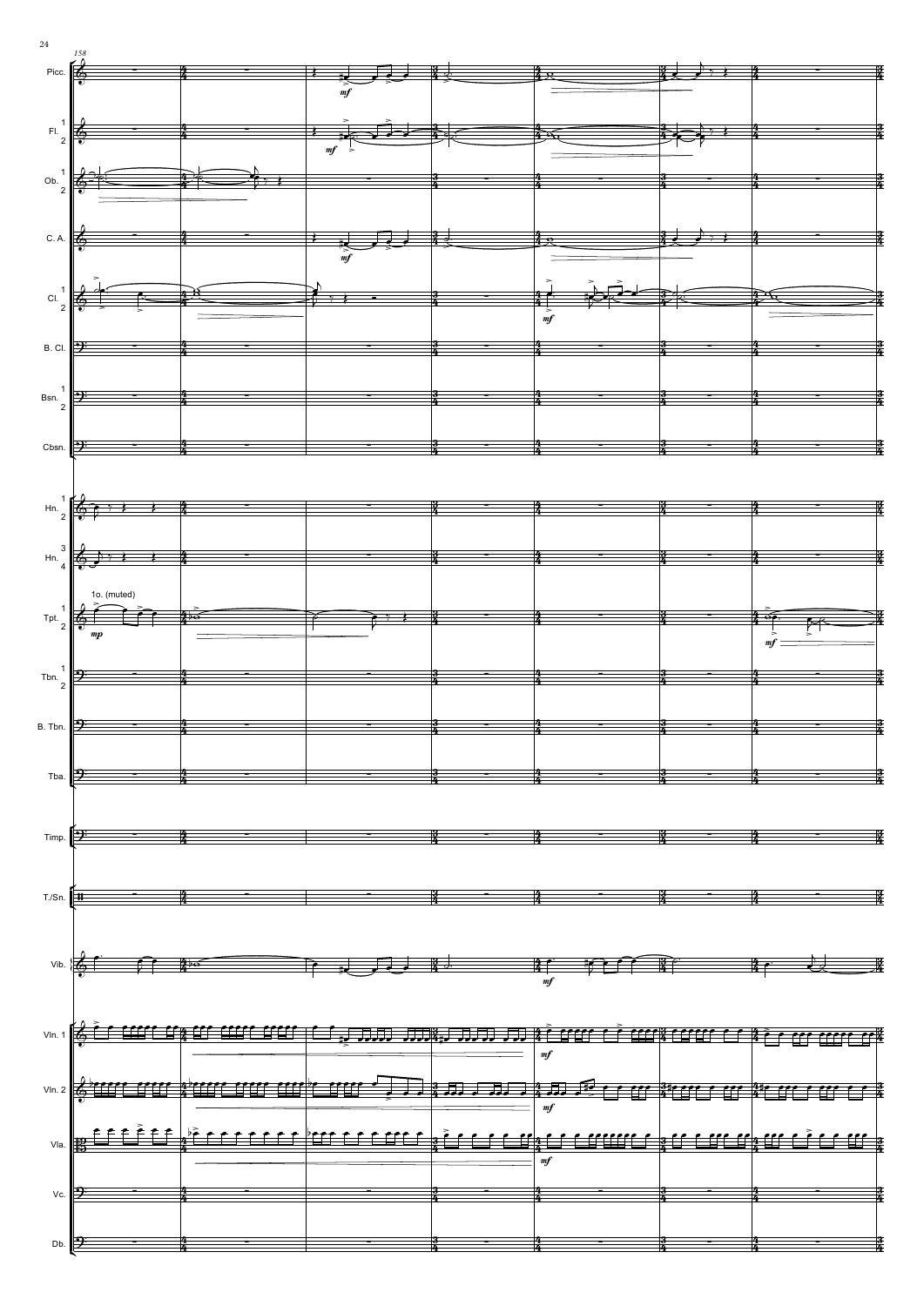158

Picc.

Fl. 1 2

Ob. 1 2

C. A.

Cl. 1 2

B. Cl.

Bsn. 1 2

Cbsn.

Hn. 1 2

Hn. 3 4

Tpt. 1 2

1o. (muted)

Tbn. 1 2

B. Tbn.

Tba.

Timp.

T./Sn.

Vib.

Vln. 1

Vln. 2

Vla.

Vc.

Db.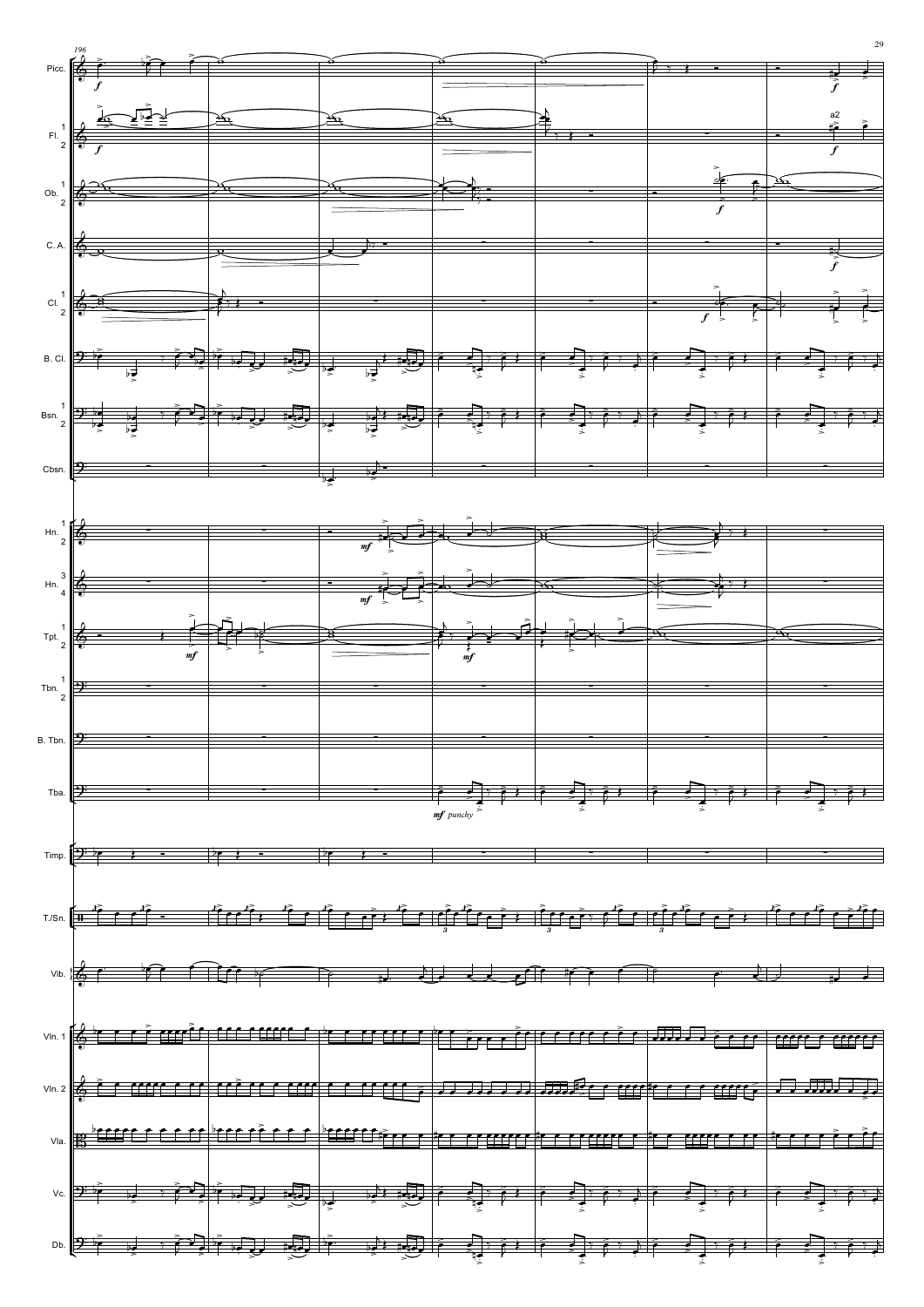196

Picc.

Fl. 1 2

a2

Ob. 1 2

C. A.

Cl. 1 2

B. Cl.

Bsn. 1 2

Cbsn.

Hn. 1 2

Hn. 3 4

Tpt. 1 2

Tbn. 1 2

B. Tbn.

Tba.

*mf punchy*

Timp.

T./Sn.

Vib.

Vln. 1

Vln. 2

Vla.

Vc.

Db.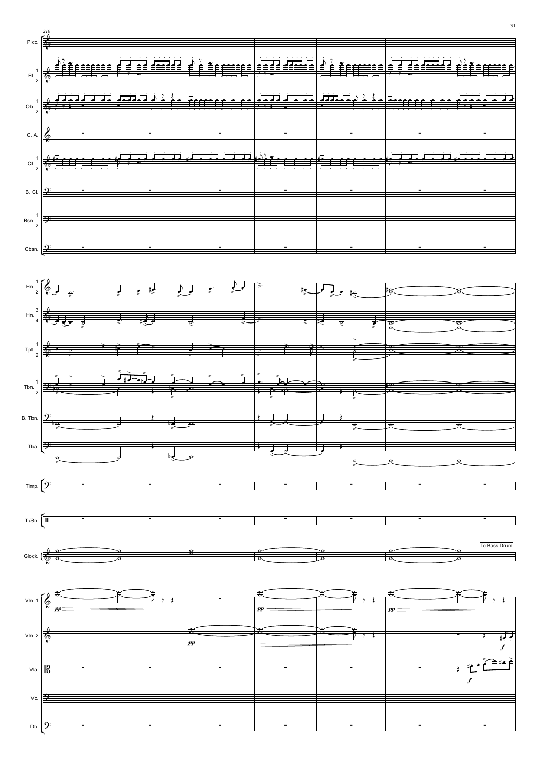210

Picc.

Fl. 1 2

Ob. 1 2

C. A.

Cl. 1 2

B. Cl.

Bsn. 1 2

Cbsn.

Hn. 1 2

Hn. 3 4

Tpt. 1 2

Tbn. 1 2

B. Tbn.

Tba.

Timp.

T./Sn.

Glock.

To Bass Drum

Vln. 1

*pp*

*pp*

*pp*

Vln. 2

*pp*

*f*

Vla.

*f*

Vc.

Db.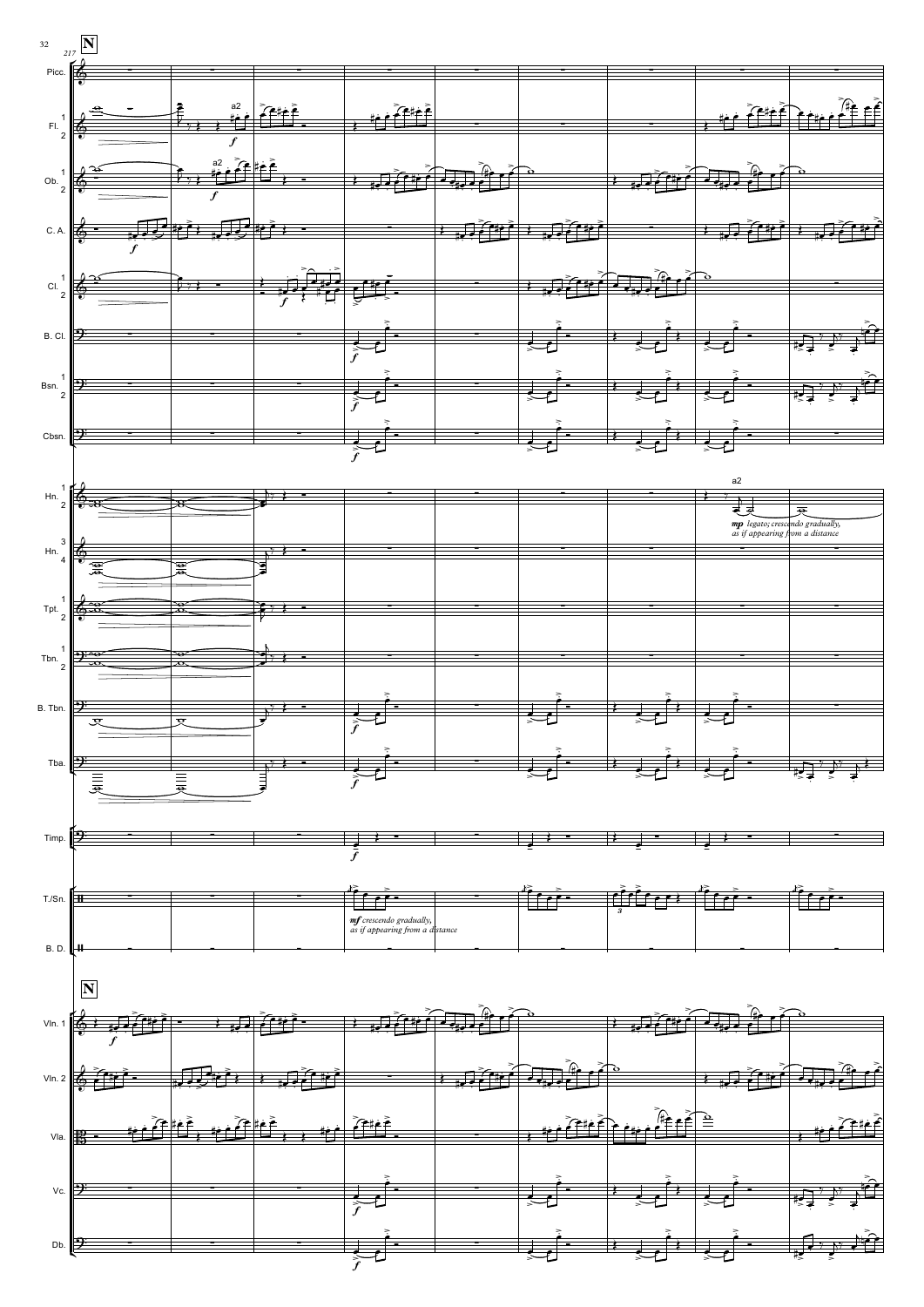**N**

217

Picc.

Fl. 1 2

a2

*f*

Ob. 1 2

a2

*f*

C. A.

*f*

Cl. 1 2

*f*

B. Cl.

*f*

Bsn. 1 2

*f*

Cbsn.

*f*

Hn. 1 2

a2

*mp legato; crescendo gradually, as if appearing from a distance*

Hn. 3 4

Tpt. 1 2

Tbn. 1 2

B. Tbn.

*f*

Tba.

*f*

Timp.

*f*

T./Sn.

*mf crescendo gradually, as if appearing from a distance*

3

B. D.

**N**

Vln. 1

*f*

Vln. 2

Vla.

Vc.

*f*

Db.

*f*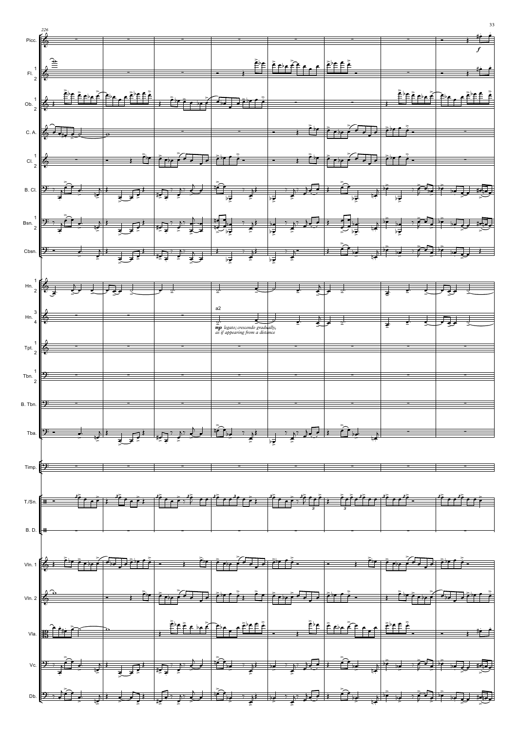226

Picc.

Fl. 1 2

Ob. 1 2

C. A.

Cl. 1 2

B. Cl.

Bsn. 1 2

Cbsn.

Hn. 1 2

Hn. 3 4

a2

*mp legato; crescendo gradually, as if appearing from a distance*

Tpt. 1 2

Tbn. 1 2

B. Tbn.

Tba.

Timp.

T./Sn.

B. D.

Vln. 1

Vln. 2

Vla.

Vc.

Db.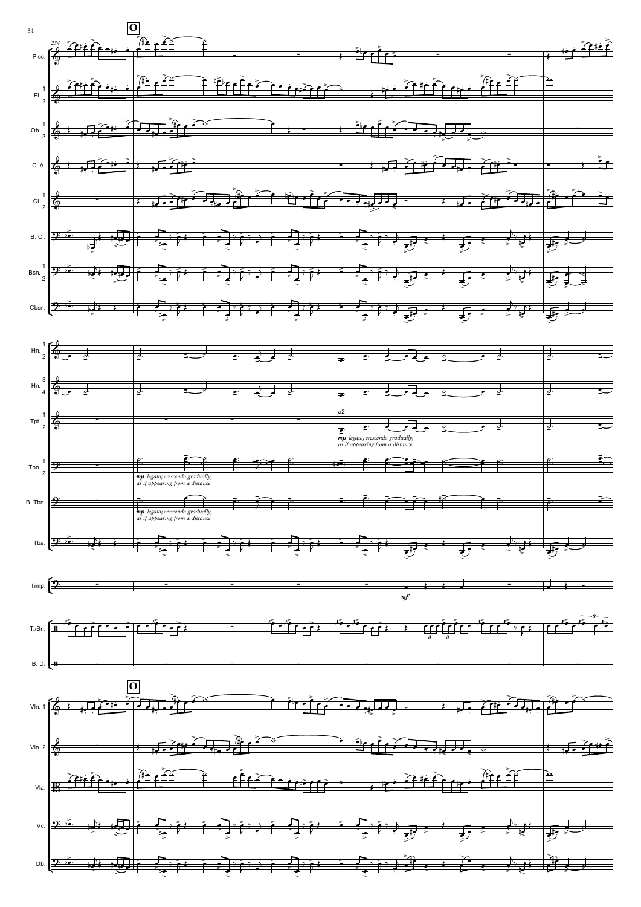**O**

234

Picc.

Fl. 1 2

Ob. 1 2

C. A.

Cl. 1 2

B. Cl.

Bsn. 1 2

Cbsn.

Hn. 1 2

Hn. 3 4

Tpt. 1 2 — a2 — *mp legato; crescendo gradually, as if appearing from a distance*

Tbn. 1 2 — *mp legato; crescendo gradually, as if appearing from a distance*

B. Tbn. — *mp legato; crescendo gradually, as if appearing from a distance*

Tba.

Timp. — *mf*

T./Sn.

B. D.

**O**

Vln. 1

Vln. 2

Vla.

Vc.

Db.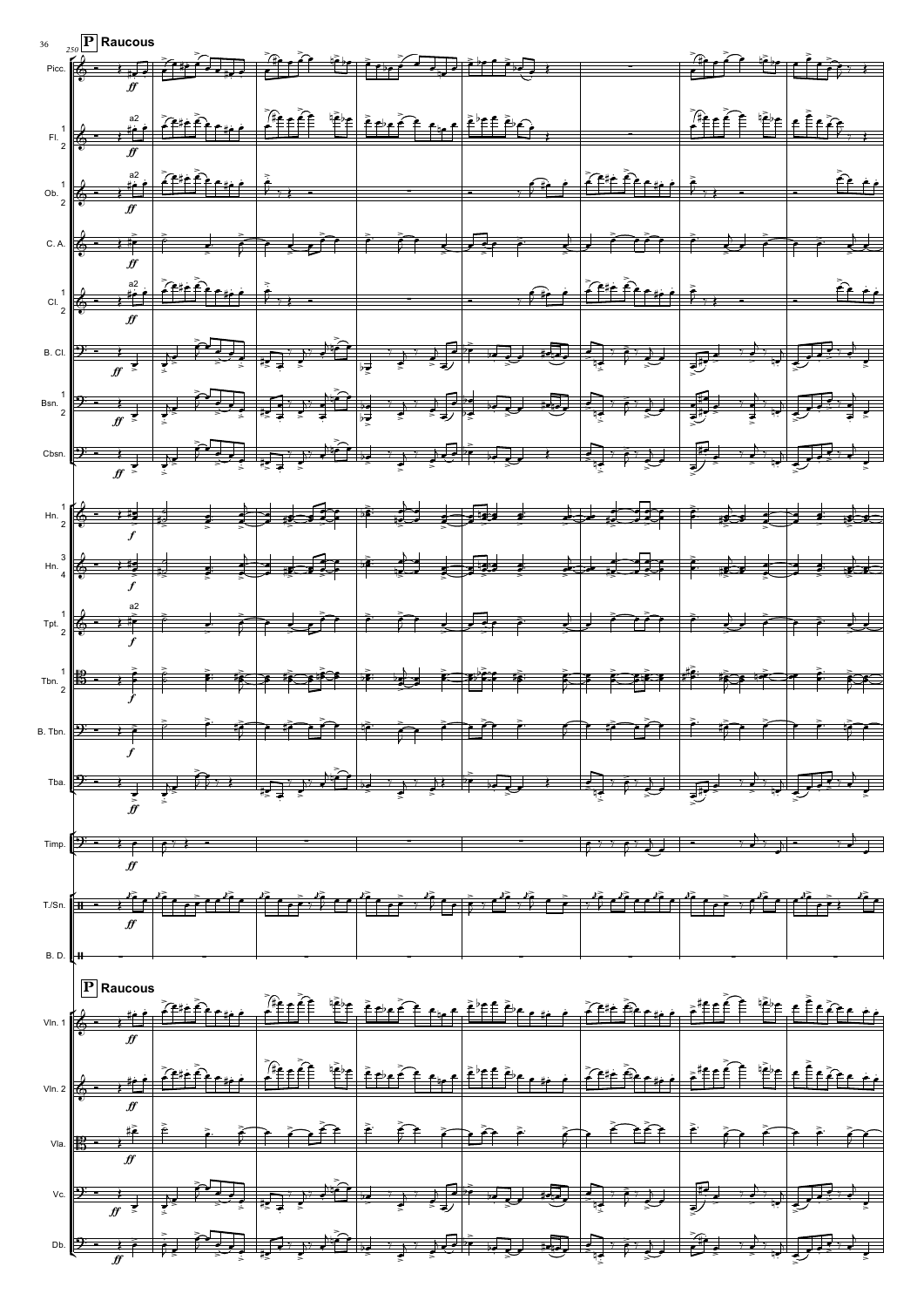**P** **Raucous**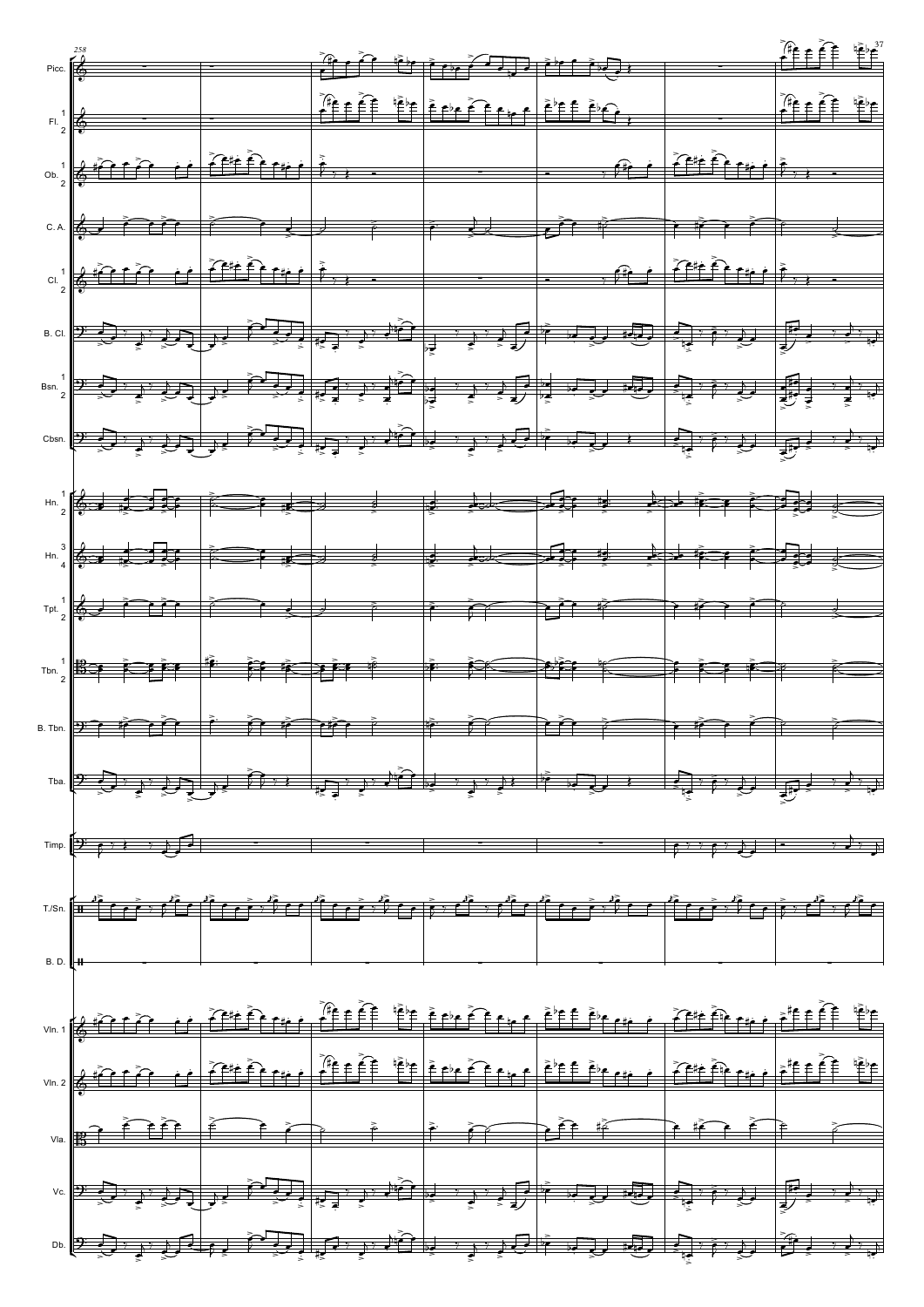258

Picc.

Fl. 1 2

Ob. 1 2

C. A.

Cl. 1 2

B. Cl.

Bsn. 1 2

Cbsn.

Hn. 1 2

Hn. 3 4

Tpt. 1 2

Tbn. 1 2

B. Tbn.

Tba.

Timp.

T./Sn.

B. D.

Vln. 1

Vln. 2

Vla.

Vc.

Db.